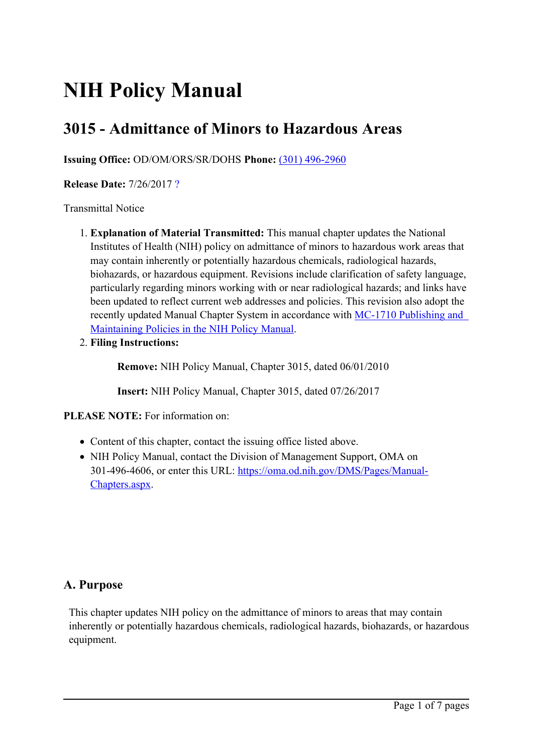# NIH Policy Manual

## 3015 - Admittance of Minors to Hazardous Areas

**Issuing Office:** OD/OM/ORS/SR/DOHS **Phone:** [(301) 496-2960](tel:3014962960)

**Release Date:** 7/26/2017 ?

Transmittal Notice

1. **Explanation of Material Transmitted:** This manual chapter updates the National Institutes of Health (NIH) policy on admittance of minors to hazardous work areas that may contain inherently or potentially hazardous chemicals, radiological hazards, biohazards, or hazardous equipment. Revisions include clarification of safety language, particularly regarding minors working with or near radiological hazards; and links have been updated to reflect current web addresses and policies. This revision also adopt the recently updated Manual Chapter System in accordance with MC-1710 Publishing and Maintaining Policies in the NIH Policy Manual.
2. **Filing Instructions:**

   **Remove:** NIH Policy Manual, Chapter 3015, dated 06/01/2010

   **Insert:** NIH Policy Manual, Chapter 3015, dated 07/26/2017

**PLEASE NOTE:** For information on:

- Content of this chapter, contact the issuing office listed above.
- NIH Policy Manual, contact the Division of Management Support, OMA on 301-496-4606, or enter this URL: https://oma.od.nih.gov/DMS/Pages/Manual-Chapters.aspx.

### A. Purpose

This chapter updates NIH policy on the admittance of minors to areas that may contain inherently or potentially hazardous chemicals, radiological hazards, biohazards, or hazardous equipment.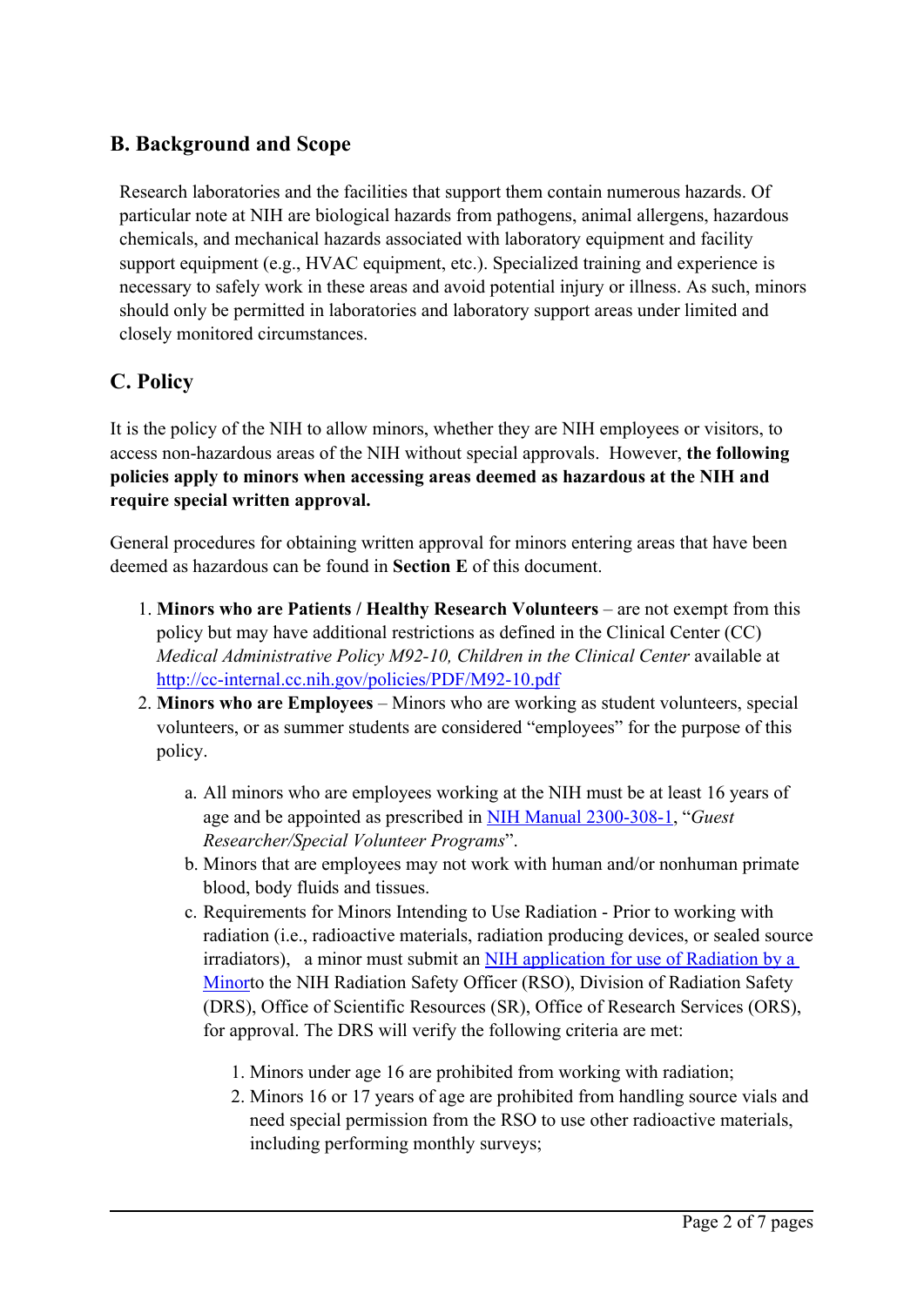## B. Background and Scope

Research laboratories and the facilities that support them contain numerous hazards. Of particular note at NIH are biological hazards from pathogens, animal allergens, hazardous chemicals, and mechanical hazards associated with laboratory equipment and facility support equipment (e.g., HVAC equipment, etc.). Specialized training and experience is necessary to safely work in these areas and avoid potential injury or illness. As such, minors should only be permitted in laboratories and laboratory support areas under limited and closely monitored circumstances.

## C. Policy

It is the policy of the NIH to allow minors, whether they are NIH employees or visitors, to access non-hazardous areas of the NIH without special approvals. However, **the following policies apply to minors when accessing areas deemed as hazardous at the NIH and require special written approval.**

General procedures for obtaining written approval for minors entering areas that have been deemed as hazardous can be found in **Section E** of this document.

1. **Minors who are Patients / Healthy Research Volunteers** – are not exempt from this policy but may have additional restrictions as defined in the Clinical Center (CC) *Medical Administrative Policy M92-10, Children in the Clinical Center* available at http://cc-internal.cc.nih.gov/policies/PDF/M92-10.pdf
2. **Minors who are Employees** – Minors who are working as student volunteers, special volunteers, or as summer students are considered "employees" for the purpose of this policy.

    a. All minors who are employees working at the NIH must be at least 16 years of age and be appointed as prescribed in NIH Manual 2300-308-1, "*Guest Researcher/Special Volunteer Programs*".

    b. Minors that are employees may not work with human and/or nonhuman primate blood, body fluids and tissues.

    c. Requirements for Minors Intending to Use Radiation - Prior to working with radiation (i.e., radioactive materials, radiation producing devices, or sealed source irradiators), a minor must submit an NIH application for use of Radiation by a Minorto the NIH Radiation Safety Officer (RSO), Division of Radiation Safety (DRS), Office of Scientific Resources (SR), Office of Research Services (ORS), for approval. The DRS will verify the following criteria are met:

        1. Minors under age 16 are prohibited from working with radiation;
        2. Minors 16 or 17 years of age are prohibited from handling source vials and need special permission from the RSO to use other radioactive materials, including performing monthly surveys;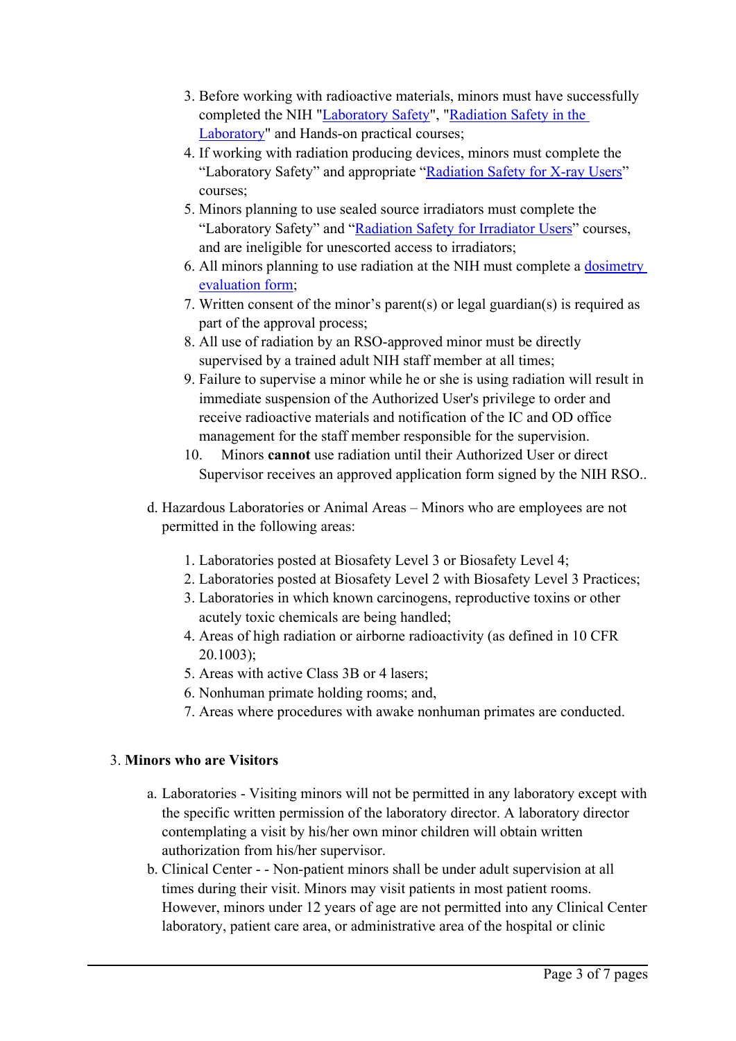3. Before working with radioactive materials, minors must have successfully completed the NIH "Laboratory Safety", "Radiation Safety in the Laboratory" and Hands-on practical courses;
4. If working with radiation producing devices, minors must complete the "Laboratory Safety" and appropriate "Radiation Safety for X-ray Users" courses;
5. Minors planning to use sealed source irradiators must complete the "Laboratory Safety" and "Radiation Safety for Irradiator Users" courses, and are ineligible for unescorted access to irradiators;
6. All minors planning to use radiation at the NIH must complete a dosimetry evaluation form;
7. Written consent of the minor's parent(s) or legal guardian(s) is required as part of the approval process;
8. All use of radiation by an RSO-approved minor must be directly supervised by a trained adult NIH staff member at all times;
9. Failure to supervise a minor while he or she is using radiation will result in immediate suspension of the Authorized User's privilege to order and receive radioactive materials and notification of the IC and OD office management for the staff member responsible for the supervision.
10. Minors **cannot** use radiation until their Authorized User or direct Supervisor receives an approved application form signed by the NIH RSO..

d. Hazardous Laboratories or Animal Areas – Minors who are employees are not permitted in the following areas:

1. Laboratories posted at Biosafety Level 3 or Biosafety Level 4;
2. Laboratories posted at Biosafety Level 2 with Biosafety Level 3 Practices;
3. Laboratories in which known carcinogens, reproductive toxins or other acutely toxic chemicals are being handled;
4. Areas of high radiation or airborne radioactivity (as defined in 10 CFR 20.1003);
5. Areas with active Class 3B or 4 lasers;
6. Nonhuman primate holding rooms; and,
7. Areas where procedures with awake nonhuman primates are conducted.

3. **Minors who are Visitors**

a. Laboratories - Visiting minors will not be permitted in any laboratory except with the specific written permission of the laboratory director. A laboratory director contemplating a visit by his/her own minor children will obtain written authorization from his/her supervisor.

b. Clinical Center - - Non-patient minors shall be under adult supervision at all times during their visit. Minors may visit patients in most patient rooms. However, minors under 12 years of age are not permitted into any Clinical Center laboratory, patient care area, or administrative area of the hospital or clinic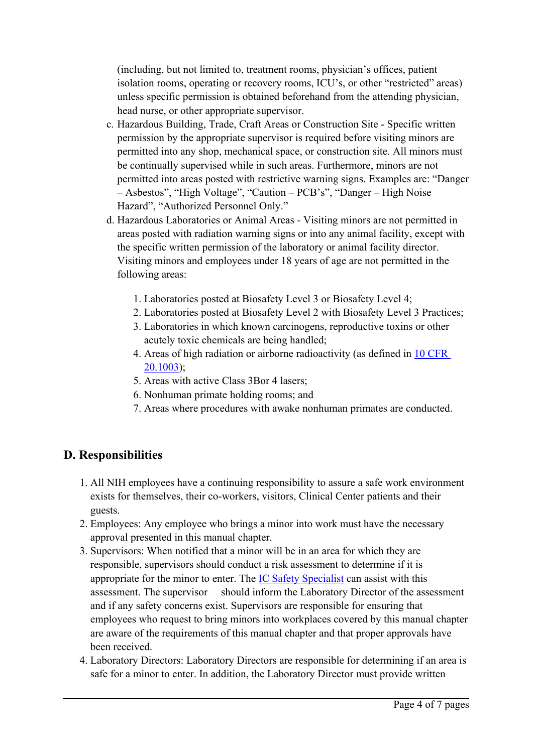(including, but not limited to, treatment rooms, physician's offices, patient isolation rooms, operating or recovery rooms, ICU's, or other "restricted" areas) unless specific permission is obtained beforehand from the attending physician, head nurse, or other appropriate supervisor.

c. Hazardous Building, Trade, Craft Areas or Construction Site - Specific written permission by the appropriate supervisor is required before visiting minors are permitted into any shop, mechanical space, or construction site. All minors must be continually supervised while in such areas. Furthermore, minors are not permitted into areas posted with restrictive warning signs. Examples are: "Danger – Asbestos", "High Voltage", "Caution – PCB's", "Danger – High Noise Hazard", "Authorized Personnel Only."

d. Hazardous Laboratories or Animal Areas - Visiting minors are not permitted in areas posted with radiation warning signs or into any animal facility, except with the specific written permission of the laboratory or animal facility director. Visiting minors and employees under 18 years of age are not permitted in the following areas:

   1. Laboratories posted at Biosafety Level 3 or Biosafety Level 4;
   2. Laboratories posted at Biosafety Level 2 with Biosafety Level 3 Practices;
   3. Laboratories in which known carcinogens, reproductive toxins or other acutely toxic chemicals are being handled;
   4. Areas of high radiation or airborne radioactivity (as defined in [10 CFR 20.1003](#));
   5. Areas with active Class 3Bor 4 lasers;
   6. Nonhuman primate holding rooms; and
   7. Areas where procedures with awake nonhuman primates are conducted.

## D. Responsibilities

1. All NIH employees have a continuing responsibility to assure a safe work environment exists for themselves, their co-workers, visitors, Clinical Center patients and their guests.
2. Employees: Any employee who brings a minor into work must have the necessary approval presented in this manual chapter.
3. Supervisors: When notified that a minor will be in an area for which they are responsible, supervisors should conduct a risk assessment to determine if it is appropriate for the minor to enter. The [IC Safety Specialist](#) can assist with this assessment. The supervisor should inform the Laboratory Director of the assessment and if any safety concerns exist. Supervisors are responsible for ensuring that employees who request to bring minors into workplaces covered by this manual chapter are aware of the requirements of this manual chapter and that proper approvals have been received.
4. Laboratory Directors: Laboratory Directors are responsible for determining if an area is safe for a minor to enter. In addition, the Laboratory Director must provide written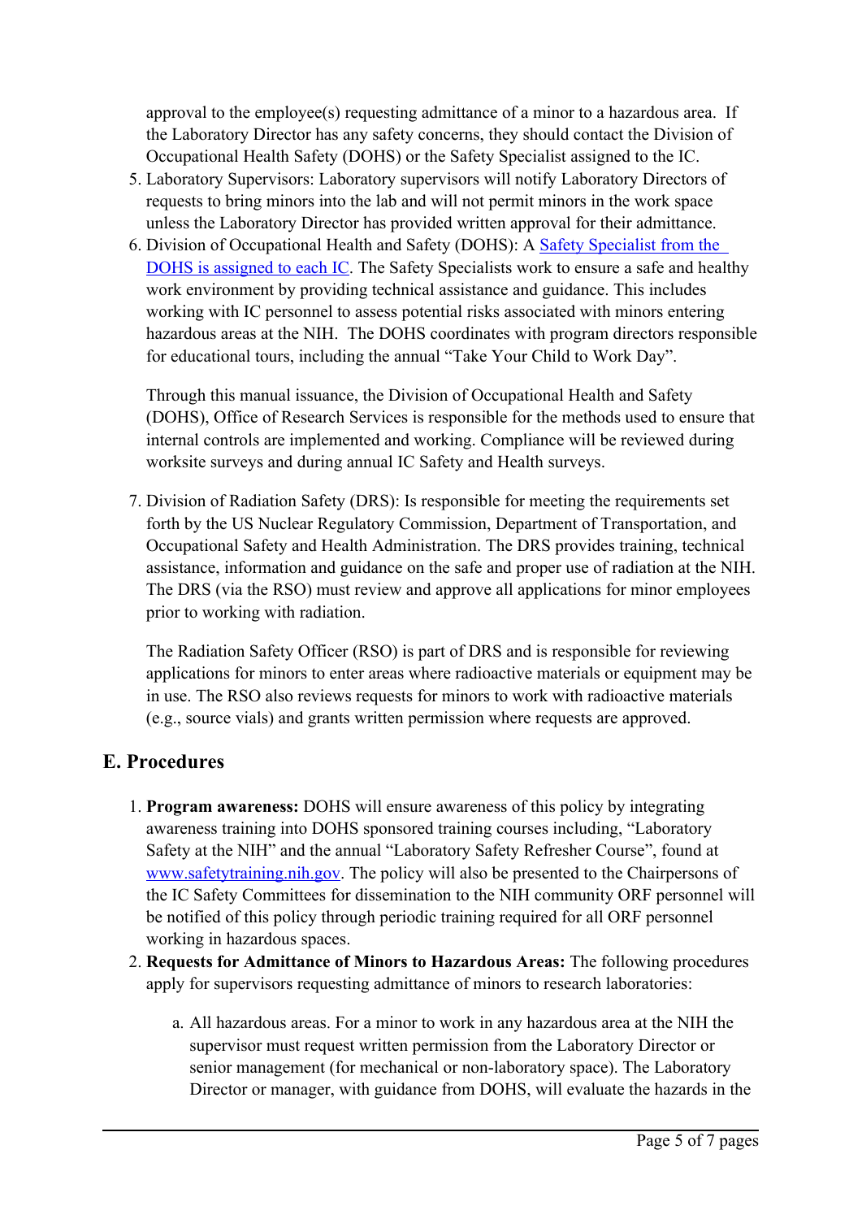approval to the employee(s) requesting admittance of a minor to a hazardous area. If the Laboratory Director has any safety concerns, they should contact the Division of Occupational Health Safety (DOHS) or the Safety Specialist assigned to the IC.

5. Laboratory Supervisors: Laboratory supervisors will notify Laboratory Directors of requests to bring minors into the lab and will not permit minors in the work space unless the Laboratory Director has provided written approval for their admittance.
6. Division of Occupational Health and Safety (DOHS): A Safety Specialist from the DOHS is assigned to each IC. The Safety Specialists work to ensure a safe and healthy work environment by providing technical assistance and guidance. This includes working with IC personnel to assess potential risks associated with minors entering hazardous areas at the NIH. The DOHS coordinates with program directors responsible for educational tours, including the annual "Take Your Child to Work Day".

   Through this manual issuance, the Division of Occupational Health and Safety (DOHS), Office of Research Services is responsible for the methods used to ensure that internal controls are implemented and working. Compliance will be reviewed during worksite surveys and during annual IC Safety and Health surveys.

7. Division of Radiation Safety (DRS): Is responsible for meeting the requirements set forth by the US Nuclear Regulatory Commission, Department of Transportation, and Occupational Safety and Health Administration. The DRS provides training, technical assistance, information and guidance on the safe and proper use of radiation at the NIH. The DRS (via the RSO) must review and approve all applications for minor employees prior to working with radiation.

   The Radiation Safety Officer (RSO) is part of DRS and is responsible for reviewing applications for minors to enter areas where radioactive materials or equipment may be in use. The RSO also reviews requests for minors to work with radioactive materials (e.g., source vials) and grants written permission where requests are approved.

## E. Procedures

1. **Program awareness:** DOHS will ensure awareness of this policy by integrating awareness training into DOHS sponsored training courses including, "Laboratory Safety at the NIH" and the annual "Laboratory Safety Refresher Course", found at www.safetytraining.nih.gov. The policy will also be presented to the Chairpersons of the IC Safety Committees for dissemination to the NIH community ORF personnel will be notified of this policy through periodic training required for all ORF personnel working in hazardous spaces.
2. **Requests for Admittance of Minors to Hazardous Areas:** The following procedures apply for supervisors requesting admittance of minors to research laboratories:

   a. All hazardous areas. For a minor to work in any hazardous area at the NIH the supervisor must request written permission from the Laboratory Director or senior management (for mechanical or non-laboratory space). The Laboratory Director or manager, with guidance from DOHS, will evaluate the hazards in the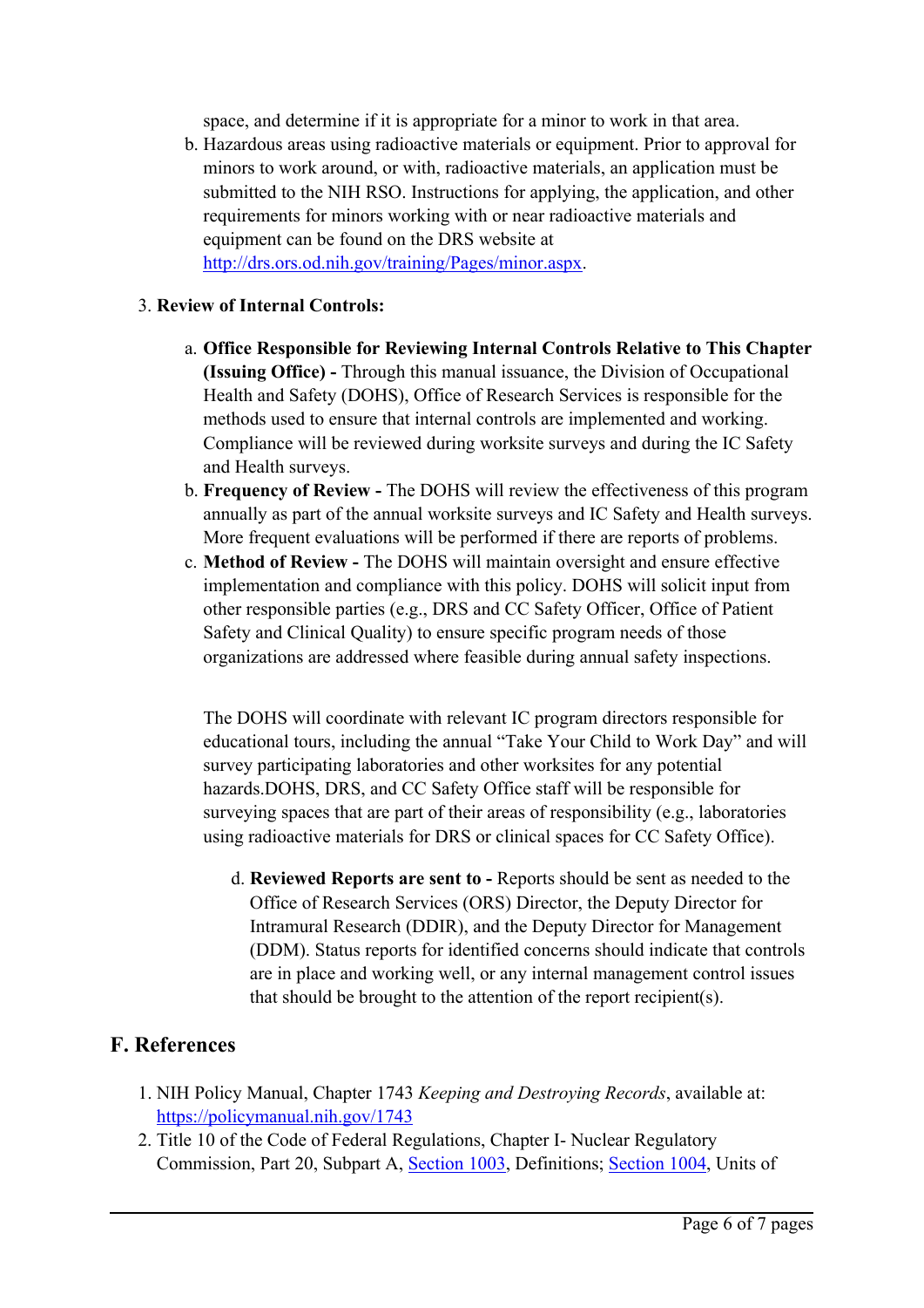space, and determine if it is appropriate for a minor to work in that area.

b. Hazardous areas using radioactive materials or equipment. Prior to approval for minors to work around, or with, radioactive materials, an application must be submitted to the NIH RSO. Instructions for applying, the application, and other requirements for minors working with or near radioactive materials and equipment can be found on the DRS website at [http://drs.ors.od.nih.gov/training/Pages/minor.aspx](http://drs.ors.od.nih.gov/training/Pages/minor.aspx).

3. **Review of Internal Controls:**

   a. **Office Responsible for Reviewing Internal Controls Relative to This Chapter (Issuing Office) -** Through this manual issuance, the Division of Occupational Health and Safety (DOHS), Office of Research Services is responsible for the methods used to ensure that internal controls are implemented and working. Compliance will be reviewed during worksite surveys and during the IC Safety and Health surveys.

   b. **Frequency of Review -** The DOHS will review the effectiveness of this program annually as part of the annual worksite surveys and IC Safety and Health surveys. More frequent evaluations will be performed if there are reports of problems.

   c. **Method of Review -** The DOHS will maintain oversight and ensure effective implementation and compliance with this policy. DOHS will solicit input from other responsible parties (e.g., DRS and CC Safety Officer, Office of Patient Safety and Clinical Quality) to ensure specific program needs of those organizations are addressed where feasible during annual safety inspections.

   The DOHS will coordinate with relevant IC program directors responsible for educational tours, including the annual "Take Your Child to Work Day" and will survey participating laboratories and other worksites for any potential hazards.DOHS, DRS, and CC Safety Office staff will be responsible for surveying spaces that are part of their areas of responsibility (e.g., laboratories using radioactive materials for DRS or clinical spaces for CC Safety Office).

   d. **Reviewed Reports are sent to -** Reports should be sent as needed to the Office of Research Services (ORS) Director, the Deputy Director for Intramural Research (DDIR), and the Deputy Director for Management (DDM). Status reports for identified concerns should indicate that controls are in place and working well, or any internal management control issues that should be brought to the attention of the report recipient(s).

## F. References

1. NIH Policy Manual, Chapter 1743 *Keeping and Destroying Records*, available at: [https://policymanual.nih.gov/1743](https://policymanual.nih.gov/1743)
2. Title 10 of the Code of Federal Regulations, Chapter I- Nuclear Regulatory Commission, Part 20, Subpart A, Section 1003, Definitions; Section 1004, Units of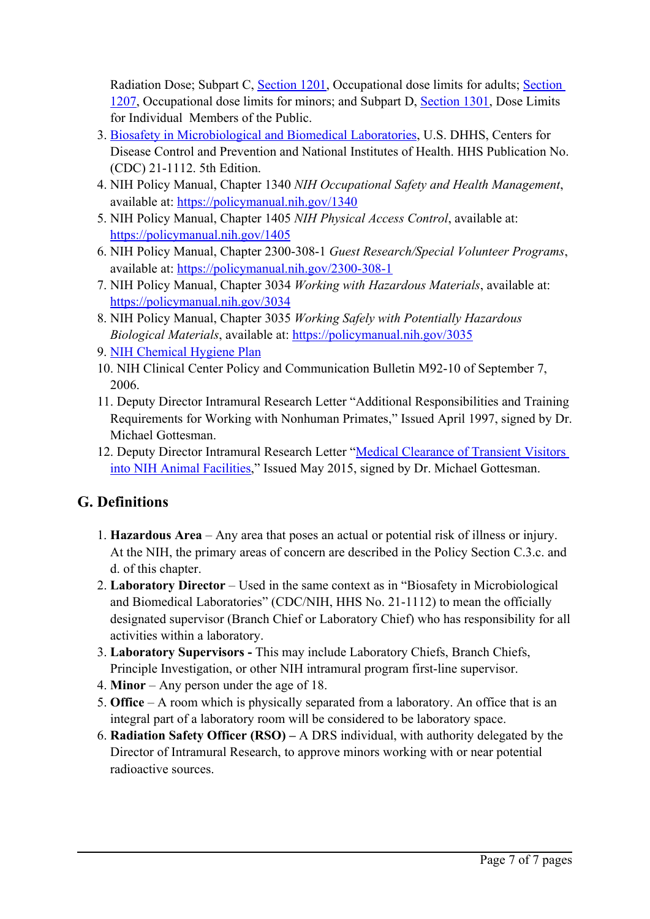Radiation Dose; Subpart C, [Section 1201](), Occupational dose limits for adults; [Section 1207](), Occupational dose limits for minors; and Subpart D, [Section 1301](), Dose Limits for Individual Members of the Public.

3. [Biosafety in Microbiological and Biomedical Laboratories](), U.S. DHHS, Centers for Disease Control and Prevention and National Institutes of Health. HHS Publication No. (CDC) 21-1112. 5th Edition.
4. NIH Policy Manual, Chapter 1340 *NIH Occupational Safety and Health Management*, available at: https://policymanual.nih.gov/1340
5. NIH Policy Manual, Chapter 1405 *NIH Physical Access Control*, available at: https://policymanual.nih.gov/1405
6. NIH Policy Manual, Chapter 2300-308-1 *Guest Research/Special Volunteer Programs*, available at: https://policymanual.nih.gov/2300-308-1
7. NIH Policy Manual, Chapter 3034 *Working with Hazardous Materials*, available at: https://policymanual.nih.gov/3034
8. NIH Policy Manual, Chapter 3035 *Working Safely with Potentially Hazardous Biological Materials*, available at: https://policymanual.nih.gov/3035
9. [NIH Chemical Hygiene Plan]()
10. NIH Clinical Center Policy and Communication Bulletin M92-10 of September 7, 2006.
11. Deputy Director Intramural Research Letter "Additional Responsibilities and Training Requirements for Working with Nonhuman Primates," Issued April 1997, signed by Dr. Michael Gottesman.
12. Deputy Director Intramural Research Letter "[Medical Clearance of Transient Visitors into NIH Animal Facilities]()," Issued May 2015, signed by Dr. Michael Gottesman.

## G. Definitions

1. **Hazardous Area** – Any area that poses an actual or potential risk of illness or injury. At the NIH, the primary areas of concern are described in the Policy Section C.3.c. and d. of this chapter.
2. **Laboratory Director** – Used in the same context as in "Biosafety in Microbiological and Biomedical Laboratories" (CDC/NIH, HHS No. 21-1112) to mean the officially designated supervisor (Branch Chief or Laboratory Chief) who has responsibility for all activities within a laboratory.
3. **Laboratory Supervisors -** This may include Laboratory Chiefs, Branch Chiefs, Principle Investigation, or other NIH intramural program first-line supervisor.
4. **Minor** – Any person under the age of 18.
5. **Office** – A room which is physically separated from a laboratory. An office that is an integral part of a laboratory room will be considered to be laboratory space.
6. **Radiation Safety Officer (RSO) –** A DRS individual, with authority delegated by the Director of Intramural Research, to approve minors working with or near potential radioactive sources.